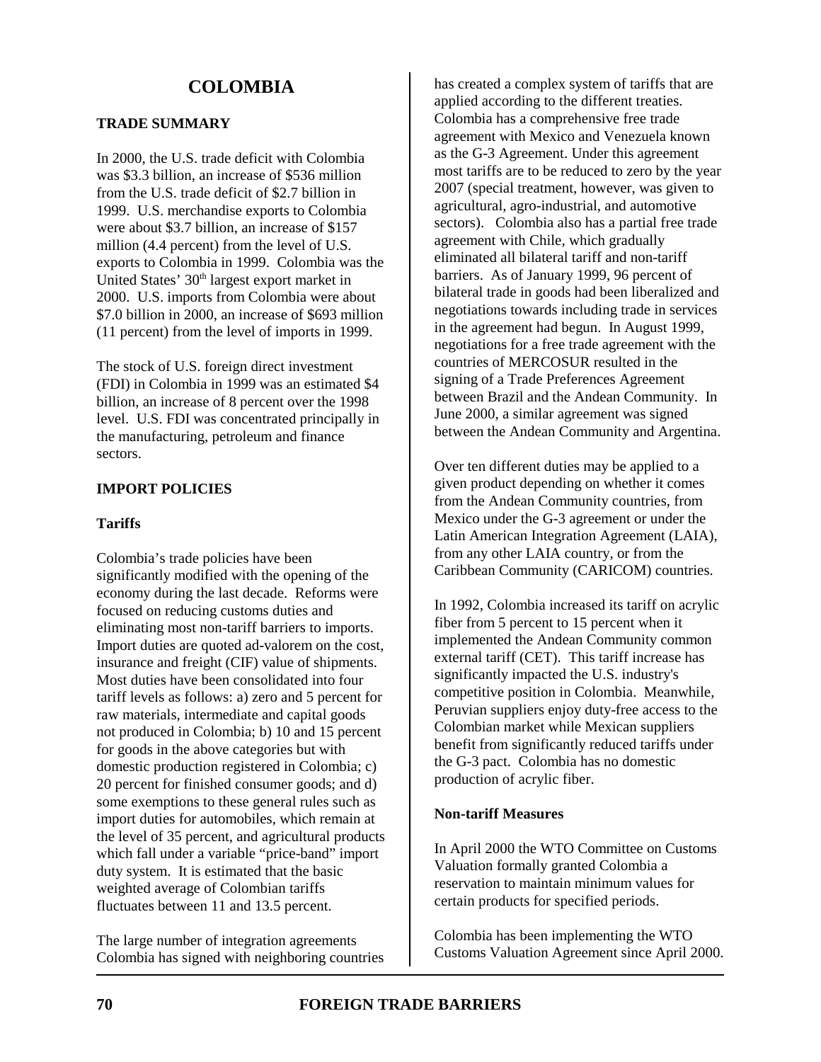# COLOMBIA

## TRADE SUMMARY

In 2000, the U.S. trade deficit with Colombia was $3.3 billion, an increase of $536 million from the U.S. trade deficit of $2.7 billion in 1999. U.S. merchandise exports to Colombia were about $3.7 billion, an increase of $157 million (4.4 percent) from the level of U.S. exports to Colombia in 1999. Colombia was the United States' 30th largest export market in 2000. U.S. imports from Colombia were about $7.0 billion in 2000, an increase of $693 million (11 percent) from the level of imports in 1999.

The stock of U.S. foreign direct investment (FDI) in Colombia in 1999 was an estimated $4 billion, an increase of 8 percent over the 1998 level. U.S. FDI was concentrated principally in the manufacturing, petroleum and finance sectors.

## IMPORT POLICIES

### Tariffs

Colombia's trade policies have been significantly modified with the opening of the economy during the last decade. Reforms were focused on reducing customs duties and eliminating most non-tariff barriers to imports. Import duties are quoted ad-valorem on the cost, insurance and freight (CIF) value of shipments. Most duties have been consolidated into four tariff levels as follows: a) zero and 5 percent for raw materials, intermediate and capital goods not produced in Colombia; b) 10 and 15 percent for goods in the above categories but with domestic production registered in Colombia; c) 20 percent for finished consumer goods; and d) some exemptions to these general rules such as import duties for automobiles, which remain at the level of 35 percent, and agricultural products which fall under a variable "price-band" import duty system. It is estimated that the basic weighted average of Colombian tariffs fluctuates between 11 and 13.5 percent.

The large number of integration agreements Colombia has signed with neighboring countries has created a complex system of tariffs that are applied according to the different treaties. Colombia has a comprehensive free trade agreement with Mexico and Venezuela known as the G-3 Agreement. Under this agreement most tariffs are to be reduced to zero by the year 2007 (special treatment, however, was given to agricultural, agro-industrial, and automotive sectors). Colombia also has a partial free trade agreement with Chile, which gradually eliminated all bilateral tariff and non-tariff barriers. As of January 1999, 96 percent of bilateral trade in goods had been liberalized and negotiations towards including trade in services in the agreement had begun. In August 1999, negotiations for a free trade agreement with the countries of MERCOSUR resulted in the signing of a Trade Preferences Agreement between Brazil and the Andean Community. In June 2000, a similar agreement was signed between the Andean Community and Argentina.

Over ten different duties may be applied to a given product depending on whether it comes from the Andean Community countries, from Mexico under the G-3 agreement or under the Latin American Integration Agreement (LAIA), from any other LAIA country, or from the Caribbean Community (CARICOM) countries.

In 1992, Colombia increased its tariff on acrylic fiber from 5 percent to 15 percent when it implemented the Andean Community common external tariff (CET). This tariff increase has significantly impacted the U.S. industry's competitive position in Colombia. Meanwhile, Peruvian suppliers enjoy duty-free access to the Colombian market while Mexican suppliers benefit from significantly reduced tariffs under the G-3 pact. Colombia has no domestic production of acrylic fiber.

### Non-tariff Measures

In April 2000 the WTO Committee on Customs Valuation formally granted Colombia a reservation to maintain minimum values for certain products for specified periods.

Colombia has been implementing the WTO Customs Valuation Agreement since April 2000.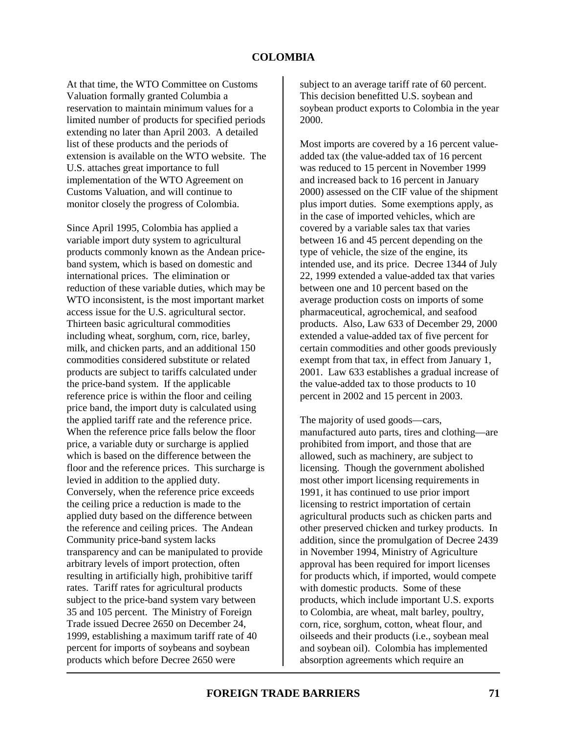At that time, the WTO Committee on Customs Valuation formally granted Columbia a reservation to maintain minimum values for a limited number of products for specified periods extending no later than April 2003. A detailed list of these products and the periods of extension is available on the WTO website. The U.S. attaches great importance to full implementation of the WTO Agreement on Customs Valuation, and will continue to monitor closely the progress of Colombia.

Since April 1995, Colombia has applied a variable import duty system to agricultural products commonly known as the Andean price-band system, which is based on domestic and international prices. The elimination or reduction of these variable duties, which may be WTO inconsistent, is the most important market access issue for the U.S. agricultural sector. Thirteen basic agricultural commodities including wheat, sorghum, corn, rice, barley, milk, and chicken parts, and an additional 150 commodities considered substitute or related products are subject to tariffs calculated under the price-band system. If the applicable reference price is within the floor and ceiling price band, the import duty is calculated using the applied tariff rate and the reference price. When the reference price falls below the floor price, a variable duty or surcharge is applied which is based on the difference between the floor and the reference prices. This surcharge is levied in addition to the applied duty. Conversely, when the reference price exceeds the ceiling price a reduction is made to the applied duty based on the difference between the reference and ceiling prices. The Andean Community price-band system lacks transparency and can be manipulated to provide arbitrary levels of import protection, often resulting in artificially high, prohibitive tariff rates. Tariff rates for agricultural products subject to the price-band system vary between 35 and 105 percent. The Ministry of Foreign Trade issued Decree 2650 on December 24, 1999, establishing a maximum tariff rate of 40 percent for imports of soybeans and soybean products which before Decree 2650 were subject to an average tariff rate of 60 percent. This decision benefitted U.S. soybean and soybean product exports to Colombia in the year 2000.

Most imports are covered by a 16 percent value-added tax (the value-added tax of 16 percent was reduced to 15 percent in November 1999 and increased back to 16 percent in January 2000) assessed on the CIF value of the shipment plus import duties. Some exemptions apply, as in the case of imported vehicles, which are covered by a variable sales tax that varies between 16 and 45 percent depending on the type of vehicle, the size of the engine, its intended use, and its price. Decree 1344 of July 22, 1999 extended a value-added tax that varies between one and 10 percent based on the average production costs on imports of some pharmaceutical, agrochemical, and seafood products. Also, Law 633 of December 29, 2000 extended a value-added tax of five percent for certain commodities and other goods previously exempt from that tax, in effect from January 1, 2001. Law 633 establishes a gradual increase of the value-added tax to those products to 10 percent in 2002 and 15 percent in 2003.

The majority of used goods—cars, manufactured auto parts, tires and clothing—are prohibited from import, and those that are allowed, such as machinery, are subject to licensing. Though the government abolished most other import licensing requirements in 1991, it has continued to use prior import licensing to restrict importation of certain agricultural products such as chicken parts and other preserved chicken and turkey products. In addition, since the promulgation of Decree 2439 in November 1994, Ministry of Agriculture approval has been required for import licenses for products which, if imported, would compete with domestic products. Some of these products, which include important U.S. exports to Colombia, are wheat, malt barley, poultry, corn, rice, sorghum, cotton, wheat flour, and oilseeds and their products (i.e., soybean meal and soybean oil). Colombia has implemented absorption agreements which require an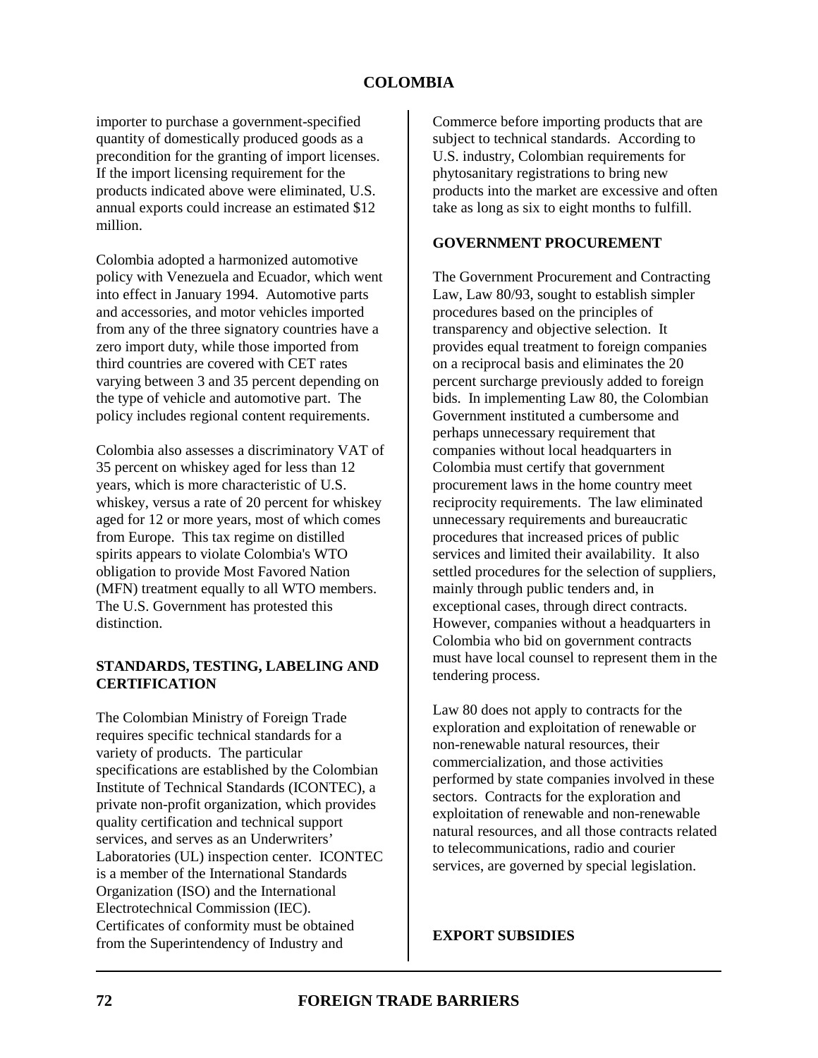importer to purchase a government-specified quantity of domestically produced goods as a precondition for the granting of import licenses. If the import licensing requirement for the products indicated above were eliminated, U.S. annual exports could increase an estimated $12 million.

Colombia adopted a harmonized automotive policy with Venezuela and Ecuador, which went into effect in January 1994. Automotive parts and accessories, and motor vehicles imported from any of the three signatory countries have a zero import duty, while those imported from third countries are covered with CET rates varying between 3 and 35 percent depending on the type of vehicle and automotive part. The policy includes regional content requirements.

Colombia also assesses a discriminatory VAT of 35 percent on whiskey aged for less than 12 years, which is more characteristic of U.S. whiskey, versus a rate of 20 percent for whiskey aged for 12 or more years, most of which comes from Europe. This tax regime on distilled spirits appears to violate Colombia's WTO obligation to provide Most Favored Nation (MFN) treatment equally to all WTO members. The U.S. Government has protested this distinction.

## STANDARDS, TESTING, LABELING AND CERTIFICATION

The Colombian Ministry of Foreign Trade requires specific technical standards for a variety of products. The particular specifications are established by the Colombian Institute of Technical Standards (ICONTEC), a private non-profit organization, which provides quality certification and technical support services, and serves as an Underwriters' Laboratories (UL) inspection center. ICONTEC is a member of the International Standards Organization (ISO) and the International Electrotechnical Commission (IEC). Certificates of conformity must be obtained from the Superintendency of Industry and Commerce before importing products that are subject to technical standards. According to U.S. industry, Colombian requirements for phytosanitary registrations to bring new products into the market are excessive and often take as long as six to eight months to fulfill.

## GOVERNMENT PROCUREMENT

The Government Procurement and Contracting Law, Law 80/93, sought to establish simpler procedures based on the principles of transparency and objective selection. It provides equal treatment to foreign companies on a reciprocal basis and eliminates the 20 percent surcharge previously added to foreign bids. In implementing Law 80, the Colombian Government instituted a cumbersome and perhaps unnecessary requirement that companies without local headquarters in Colombia must certify that government procurement laws in the home country meet reciprocity requirements. The law eliminated unnecessary requirements and bureaucratic procedures that increased prices of public services and limited their availability. It also settled procedures for the selection of suppliers, mainly through public tenders and, in exceptional cases, through direct contracts. However, companies without a headquarters in Colombia who bid on government contracts must have local counsel to represent them in the tendering process.

Law 80 does not apply to contracts for the exploration and exploitation of renewable or non-renewable natural resources, their commercialization, and those activities performed by state companies involved in these sectors. Contracts for the exploration and exploitation of renewable and non-renewable natural resources, and all those contracts related to telecommunications, radio and courier services, are governed by special legislation.

## EXPORT SUBSIDIES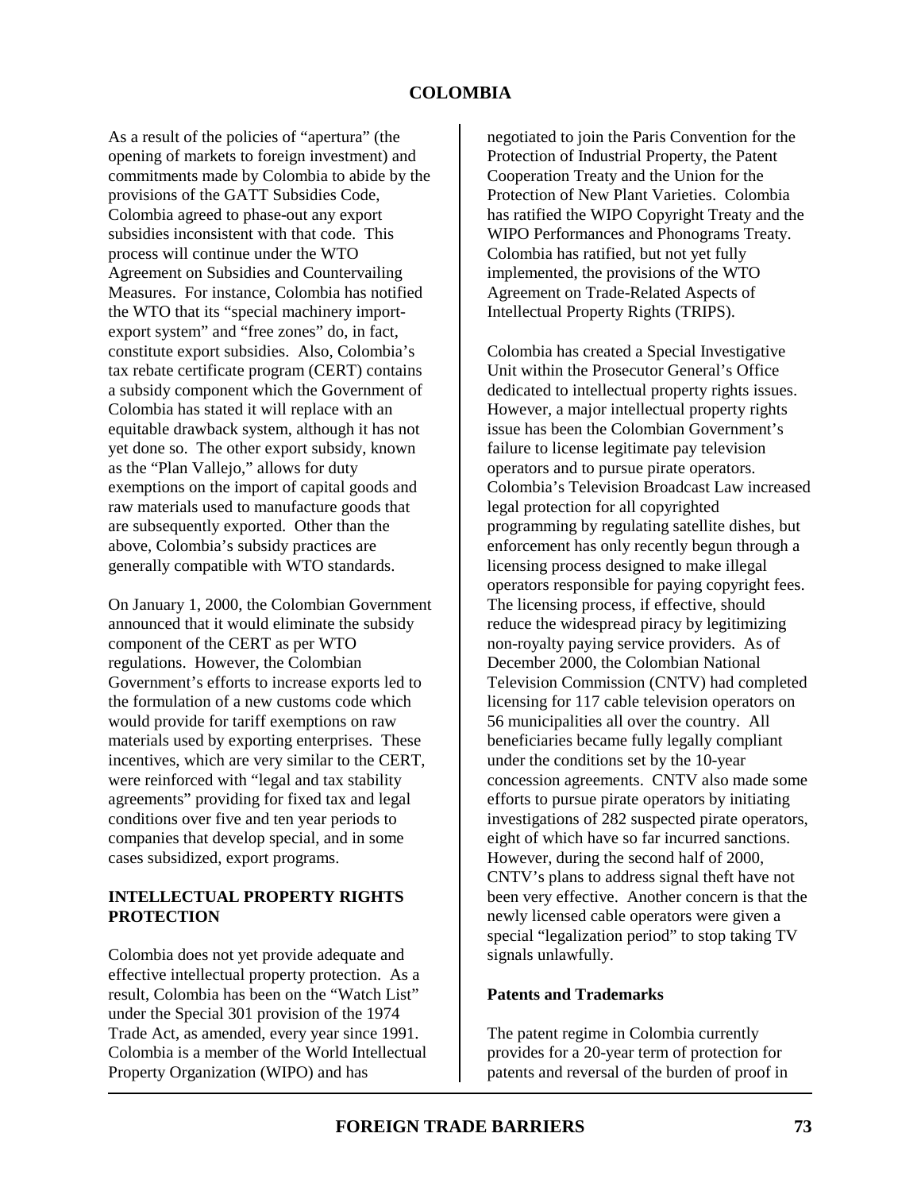As a result of the policies of "apertura" (the opening of markets to foreign investment) and commitments made by Colombia to abide by the provisions of the GATT Subsidies Code, Colombia agreed to phase-out any export subsidies inconsistent with that code. This process will continue under the WTO Agreement on Subsidies and Countervailing Measures. For instance, Colombia has notified the WTO that its "special machinery import-export system" and "free zones" do, in fact, constitute export subsidies. Also, Colombia's tax rebate certificate program (CERT) contains a subsidy component which the Government of Colombia has stated it will replace with an equitable drawback system, although it has not yet done so. The other export subsidy, known as the "Plan Vallejo," allows for duty exemptions on the import of capital goods and raw materials used to manufacture goods that are subsequently exported. Other than the above, Colombia's subsidy practices are generally compatible with WTO standards.

On January 1, 2000, the Colombian Government announced that it would eliminate the subsidy component of the CERT as per WTO regulations. However, the Colombian Government's efforts to increase exports led to the formulation of a new customs code which would provide for tariff exemptions on raw materials used by exporting enterprises. These incentives, which are very similar to the CERT, were reinforced with "legal and tax stability agreements" providing for fixed tax and legal conditions over five and ten year periods to companies that develop special, and in some cases subsidized, export programs.

## INTELLECTUAL PROPERTY RIGHTS PROTECTION

Colombia does not yet provide adequate and effective intellectual property protection. As a result, Colombia has been on the "Watch List" under the Special 301 provision of the 1974 Trade Act, as amended, every year since 1991. Colombia is a member of the World Intellectual Property Organization (WIPO) and has negotiated to join the Paris Convention for the Protection of Industrial Property, the Patent Cooperation Treaty and the Union for the Protection of New Plant Varieties. Colombia has ratified the WIPO Copyright Treaty and the WIPO Performances and Phonograms Treaty. Colombia has ratified, but not yet fully implemented, the provisions of the WTO Agreement on Trade-Related Aspects of Intellectual Property Rights (TRIPS).

Colombia has created a Special Investigative Unit within the Prosecutor General's Office dedicated to intellectual property rights issues. However, a major intellectual property rights issue has been the Colombian Government's failure to license legitimate pay television operators and to pursue pirate operators. Colombia's Television Broadcast Law increased legal protection for all copyrighted programming by regulating satellite dishes, but enforcement has only recently begun through a licensing process designed to make illegal operators responsible for paying copyright fees. The licensing process, if effective, should reduce the widespread piracy by legitimizing non-royalty paying service providers. As of December 2000, the Colombian National Television Commission (CNTV) had completed licensing for 117 cable television operators on 56 municipalities all over the country. All beneficiaries became fully legally compliant under the conditions set by the 10-year concession agreements. CNTV also made some efforts to pursue pirate operators by initiating investigations of 282 suspected pirate operators, eight of which have so far incurred sanctions. However, during the second half of 2000, CNTV's plans to address signal theft have not been very effective. Another concern is that the newly licensed cable operators were given a special "legalization period" to stop taking TV signals unlawfully.

### Patents and Trademarks

The patent regime in Colombia currently provides for a 20-year term of protection for patents and reversal of the burden of proof in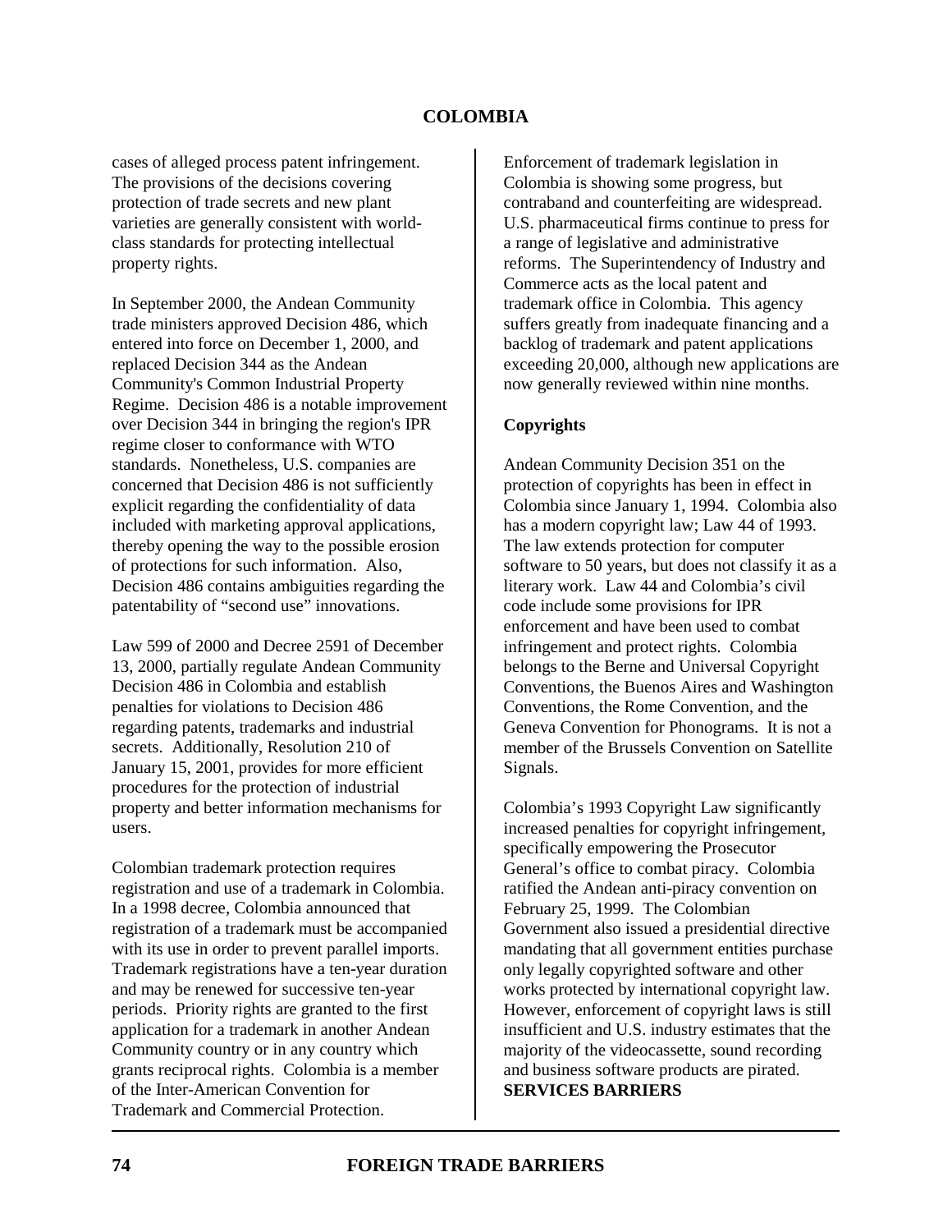cases of alleged process patent infringement. The provisions of the decisions covering protection of trade secrets and new plant varieties are generally consistent with world-class standards for protecting intellectual property rights.

In September 2000, the Andean Community trade ministers approved Decision 486, which entered into force on December 1, 2000, and replaced Decision 344 as the Andean Community's Common Industrial Property Regime. Decision 486 is a notable improvement over Decision 344 in bringing the region's IPR regime closer to conformance with WTO standards. Nonetheless, U.S. companies are concerned that Decision 486 is not sufficiently explicit regarding the confidentiality of data included with marketing approval applications, thereby opening the way to the possible erosion of protections for such information. Also, Decision 486 contains ambiguities regarding the patentability of "second use" innovations.

Law 599 of 2000 and Decree 2591 of December 13, 2000, partially regulate Andean Community Decision 486 in Colombia and establish penalties for violations to Decision 486 regarding patents, trademarks and industrial secrets. Additionally, Resolution 210 of January 15, 2001, provides for more efficient procedures for the protection of industrial property and better information mechanisms for users.

Colombian trademark protection requires registration and use of a trademark in Colombia. In a 1998 decree, Colombia announced that registration of a trademark must be accompanied with its use in order to prevent parallel imports. Trademark registrations have a ten-year duration and may be renewed for successive ten-year periods. Priority rights are granted to the first application for a trademark in another Andean Community country or in any country which grants reciprocal rights. Colombia is a member of the Inter-American Convention for Trademark and Commercial Protection.

Enforcement of trademark legislation in Colombia is showing some progress, but contraband and counterfeiting are widespread. U.S. pharmaceutical firms continue to press for a range of legislative and administrative reforms. The Superintendency of Industry and Commerce acts as the local patent and trademark office in Colombia. This agency suffers greatly from inadequate financing and a backlog of trademark and patent applications exceeding 20,000, although new applications are now generally reviewed within nine months.

**Copyrights**

Andean Community Decision 351 on the protection of copyrights has been in effect in Colombia since January 1, 1994. Colombia also has a modern copyright law; Law 44 of 1993. The law extends protection for computer software to 50 years, but does not classify it as a literary work. Law 44 and Colombia's civil code include some provisions for IPR enforcement and have been used to combat infringement and protect rights. Colombia belongs to the Berne and Universal Copyright Conventions, the Buenos Aires and Washington Conventions, the Rome Convention, and the Geneva Convention for Phonograms. It is not a member of the Brussels Convention on Satellite Signals.

Colombia's 1993 Copyright Law significantly increased penalties for copyright infringement, specifically empowering the Prosecutor General's office to combat piracy. Colombia ratified the Andean anti-piracy convention on February 25, 1999. The Colombian Government also issued a presidential directive mandating that all government entities purchase only legally copyrighted software and other works protected by international copyright law. However, enforcement of copyright laws is still insufficient and U.S. industry estimates that the majority of the videocassette, sound recording and business software products are pirated.

**SERVICES BARRIERS**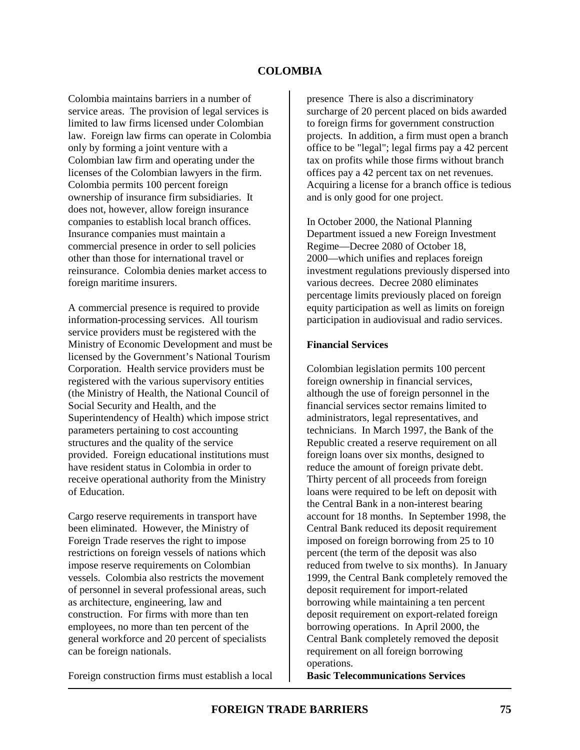Colombia maintains barriers in a number of service areas. The provision of legal services is limited to law firms licensed under Colombian law. Foreign law firms can operate in Colombia only by forming a joint venture with a Colombian law firm and operating under the licenses of the Colombian lawyers in the firm. Colombia permits 100 percent foreign ownership of insurance firm subsidiaries. It does not, however, allow foreign insurance companies to establish local branch offices. Insurance companies must maintain a commercial presence in order to sell policies other than those for international travel or reinsurance. Colombia denies market access to foreign maritime insurers.

A commercial presence is required to provide information-processing services. All tourism service providers must be registered with the Ministry of Economic Development and must be licensed by the Government's National Tourism Corporation. Health service providers must be registered with the various supervisory entities (the Ministry of Health, the National Council of Social Security and Health, and the Superintendency of Health) which impose strict parameters pertaining to cost accounting structures and the quality of the service provided. Foreign educational institutions must have resident status in Colombia in order to receive operational authority from the Ministry of Education.

Cargo reserve requirements in transport have been eliminated. However, the Ministry of Foreign Trade reserves the right to impose restrictions on foreign vessels of nations which impose reserve requirements on Colombian vessels. Colombia also restricts the movement of personnel in several professional areas, such as architecture, engineering, law and construction. For firms with more than ten employees, no more than ten percent of the general workforce and 20 percent of specialists can be foreign nationals.

Foreign construction firms must establish a local presence There is also a discriminatory surcharge of 20 percent placed on bids awarded to foreign firms for government construction projects. In addition, a firm must open a branch office to be "legal"; legal firms pay a 42 percent tax on profits while those firms without branch offices pay a 42 percent tax on net revenues. Acquiring a license for a branch office is tedious and is only good for one project.

In October 2000, the National Planning Department issued a new Foreign Investment Regime—Decree 2080 of October 18, 2000—which unifies and replaces foreign investment regulations previously dispersed into various decrees. Decree 2080 eliminates percentage limits previously placed on foreign equity participation as well as limits on foreign participation in audiovisual and radio services.

**Financial Services**

Colombian legislation permits 100 percent foreign ownership in financial services, although the use of foreign personnel in the financial services sector remains limited to administrators, legal representatives, and technicians. In March 1997, the Bank of the Republic created a reserve requirement on all foreign loans over six months, designed to reduce the amount of foreign private debt. Thirty percent of all proceeds from foreign loans were required to be left on deposit with the Central Bank in a non-interest bearing account for 18 months. In September 1998, the Central Bank reduced its deposit requirement imposed on foreign borrowing from 25 to 10 percent (the term of the deposit was also reduced from twelve to six months). In January 1999, the Central Bank completely removed the deposit requirement for import-related borrowing while maintaining a ten percent deposit requirement on export-related foreign borrowing operations. In April 2000, the Central Bank completely removed the deposit requirement on all foreign borrowing operations.

**Basic Telecommunications Services**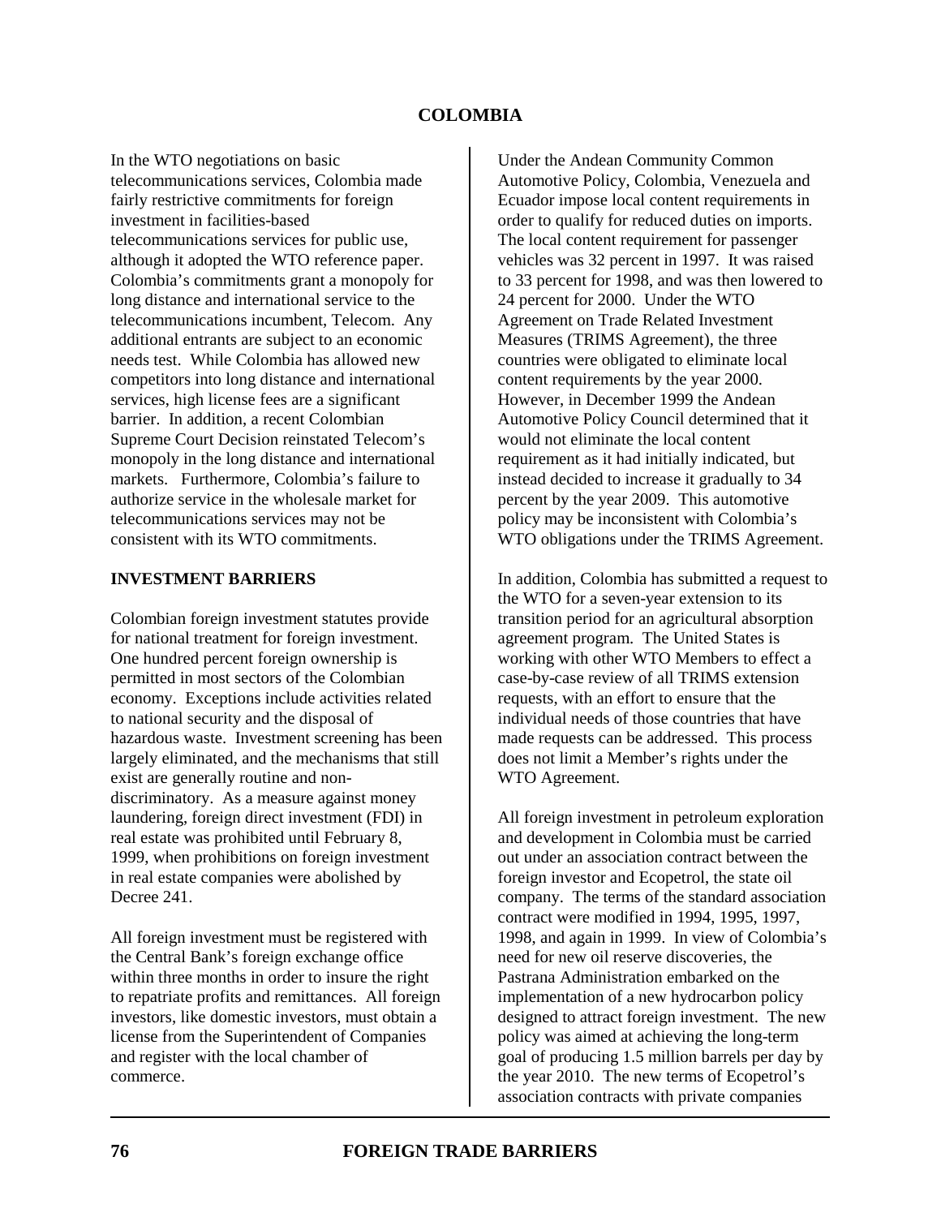In the WTO negotiations on basic telecommunications services, Colombia made fairly restrictive commitments for foreign investment in facilities-based telecommunications services for public use, although it adopted the WTO reference paper. Colombia's commitments grant a monopoly for long distance and international service to the telecommunications incumbent, Telecom. Any additional entrants are subject to an economic needs test. While Colombia has allowed new competitors into long distance and international services, high license fees are a significant barrier. In addition, a recent Colombian Supreme Court Decision reinstated Telecom's monopoly in the long distance and international markets. Furthermore, Colombia's failure to authorize service in the wholesale market for telecommunications services may not be consistent with its WTO commitments.

## INVESTMENT BARRIERS

Colombian foreign investment statutes provide for national treatment for foreign investment. One hundred percent foreign ownership is permitted in most sectors of the Colombian economy. Exceptions include activities related to national security and the disposal of hazardous waste. Investment screening has been largely eliminated, and the mechanisms that still exist are generally routine and non-discriminatory. As a measure against money laundering, foreign direct investment (FDI) in real estate was prohibited until February 8, 1999, when prohibitions on foreign investment in real estate companies were abolished by Decree 241.

All foreign investment must be registered with the Central Bank's foreign exchange office within three months in order to insure the right to repatriate profits and remittances. All foreign investors, like domestic investors, must obtain a license from the Superintendent of Companies and register with the local chamber of commerce.

Under the Andean Community Common Automotive Policy, Colombia, Venezuela and Ecuador impose local content requirements in order to qualify for reduced duties on imports. The local content requirement for passenger vehicles was 32 percent in 1997. It was raised to 33 percent for 1998, and was then lowered to 24 percent for 2000. Under the WTO Agreement on Trade Related Investment Measures (TRIMS Agreement), the three countries were obligated to eliminate local content requirements by the year 2000. However, in December 1999 the Andean Automotive Policy Council determined that it would not eliminate the local content requirement as it had initially indicated, but instead decided to increase it gradually to 34 percent by the year 2009. This automotive policy may be inconsistent with Colombia's WTO obligations under the TRIMS Agreement.

In addition, Colombia has submitted a request to the WTO for a seven-year extension to its transition period for an agricultural absorption agreement program. The United States is working with other WTO Members to effect a case-by-case review of all TRIMS extension requests, with an effort to ensure that the individual needs of those countries that have made requests can be addressed. This process does not limit a Member's rights under the WTO Agreement.

All foreign investment in petroleum exploration and development in Colombia must be carried out under an association contract between the foreign investor and Ecopetrol, the state oil company. The terms of the standard association contract were modified in 1994, 1995, 1997, 1998, and again in 1999. In view of Colombia's need for new oil reserve discoveries, the Pastrana Administration embarked on the implementation of a new hydrocarbon policy designed to attract foreign investment. The new policy was aimed at achieving the long-term goal of producing 1.5 million barrels per day by the year 2010. The new terms of Ecopetrol's association contracts with private companies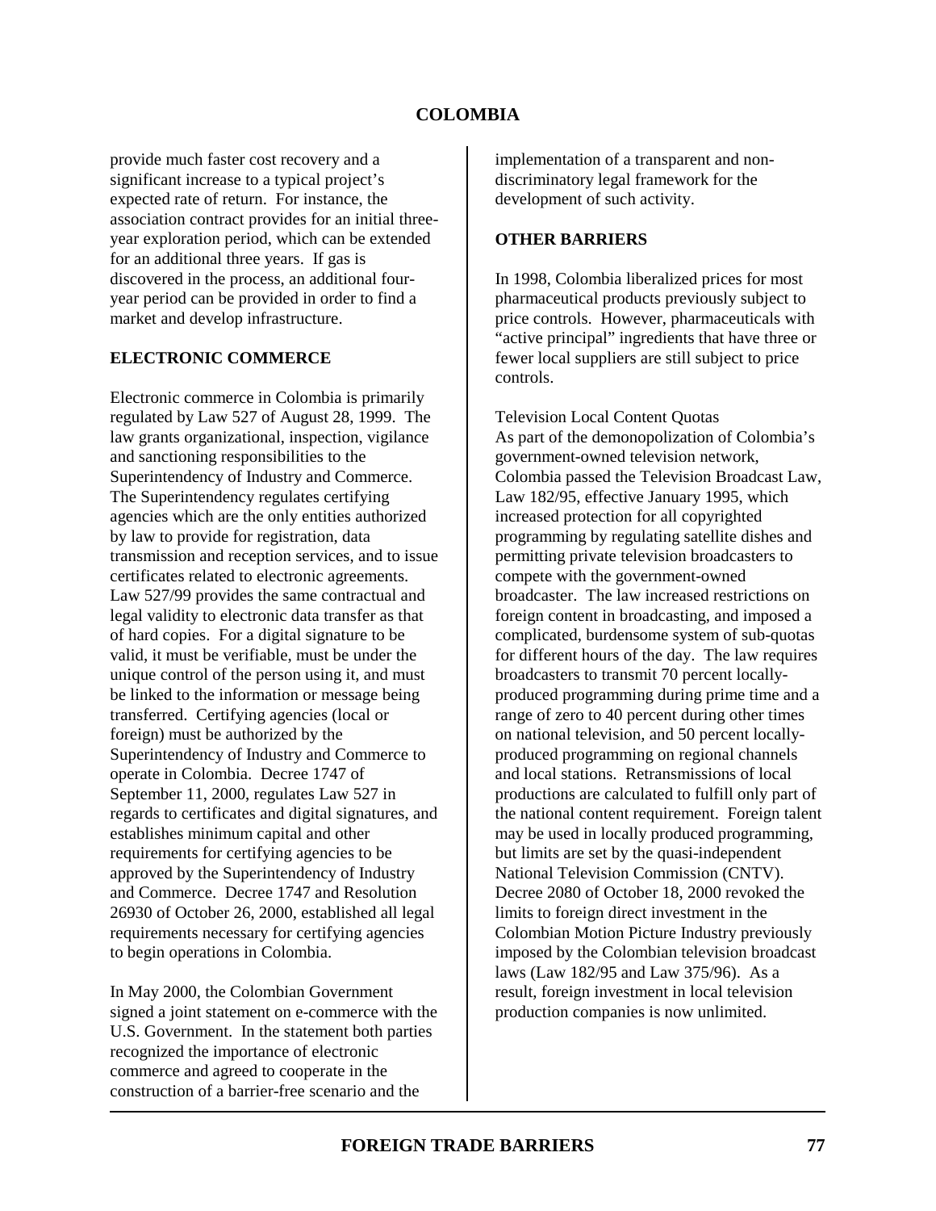provide much faster cost recovery and a significant increase to a typical project's expected rate of return. For instance, the association contract provides for an initial three-year exploration period, which can be extended for an additional three years. If gas is discovered in the process, an additional four-year period can be provided in order to find a market and develop infrastructure.

## ELECTRONIC COMMERCE

Electronic commerce in Colombia is primarily regulated by Law 527 of August 28, 1999. The law grants organizational, inspection, vigilance and sanctioning responsibilities to the Superintendency of Industry and Commerce. The Superintendency regulates certifying agencies which are the only entities authorized by law to provide for registration, data transmission and reception services, and to issue certificates related to electronic agreements. Law 527/99 provides the same contractual and legal validity to electronic data transfer as that of hard copies. For a digital signature to be valid, it must be verifiable, must be under the unique control of the person using it, and must be linked to the information or message being transferred. Certifying agencies (local or foreign) must be authorized by the Superintendency of Industry and Commerce to operate in Colombia. Decree 1747 of September 11, 2000, regulates Law 527 in regards to certificates and digital signatures, and establishes minimum capital and other requirements for certifying agencies to be approved by the Superintendency of Industry and Commerce. Decree 1747 and Resolution 26930 of October 26, 2000, established all legal requirements necessary for certifying agencies to begin operations in Colombia.

In May 2000, the Colombian Government signed a joint statement on e-commerce with the U.S. Government. In the statement both parties recognized the importance of electronic commerce and agreed to cooperate in the construction of a barrier-free scenario and the implementation of a transparent and non-discriminatory legal framework for the development of such activity.

## OTHER BARRIERS

In 1998, Colombia liberalized prices for most pharmaceutical products previously subject to price controls. However, pharmaceuticals with "active principal" ingredients that have three or fewer local suppliers are still subject to price controls.

Television Local Content Quotas

As part of the demonopolization of Colombia's government-owned television network, Colombia passed the Television Broadcast Law, Law 182/95, effective January 1995, which increased protection for all copyrighted programming by regulating satellite dishes and permitting private television broadcasters to compete with the government-owned broadcaster. The law increased restrictions on foreign content in broadcasting, and imposed a complicated, burdensome system of sub-quotas for different hours of the day. The law requires broadcasters to transmit 70 percent locally-produced programming during prime time and a range of zero to 40 percent during other times on national television, and 50 percent locally-produced programming on regional channels and local stations. Retransmissions of local productions are calculated to fulfill only part of the national content requirement. Foreign talent may be used in locally produced programming, but limits are set by the quasi-independent National Television Commission (CNTV). Decree 2080 of October 18, 2000 revoked the limits to foreign direct investment in the Colombian Motion Picture Industry previously imposed by the Colombian television broadcast laws (Law 182/95 and Law 375/96). As a result, foreign investment in local television production companies is now unlimited.